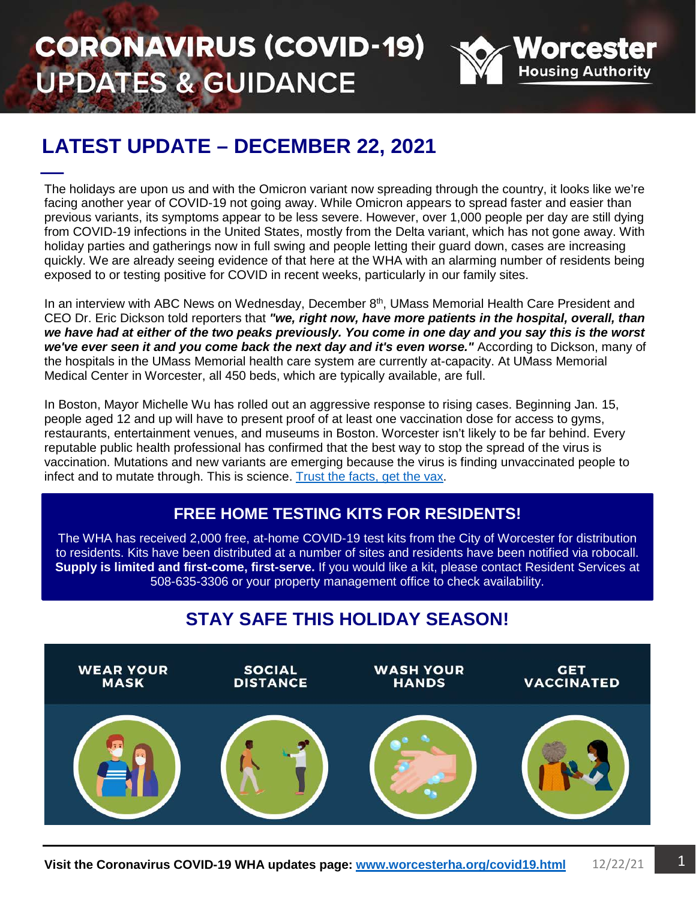# CORONAVIRUS (COVID-19) UPDATES & GUIDANCE

Worcester Housing Authority

## LATEST UPDATE – DECEMBER 22, 2021

The holidays are upon us and with the Omicron variant now spreading through the country, it looks like we're facing another year of COVID-19 not going away. While Omicron appears to spread faster and easier than previous variants, its symptoms appear to be less severe. However, over 1,000 people per day are still dying from COVID-19 infections in the United States, mostly from the Delta variant, which has not gone away. With holiday parties and gatherings now in full swing and people letting their guard down, cases are increasing quickly. We are already seeing evidence of that here at the WHA with an alarming number of residents being exposed to or testing positive for COVID in recent weeks, particularly in our family sites.

In an interview with ABC News on Wednesday, December 8th, UMass Memorial Health Care President and CEO Dr. Eric Dickson told reporters that ***"we, right now, have more patients in the hospital, overall, than we have had at either of the two peaks previously. You come in one day and you say this is the worst we've ever seen it and you come back the next day and it's even worse."*** According to Dickson, many of the hospitals in the UMass Memorial health care system are currently at-capacity. At UMass Memorial Medical Center in Worcester, all 450 beds, which are typically available, are full.

In Boston, Mayor Michelle Wu has rolled out an aggressive response to rising cases. Beginning Jan. 15, people aged 12 and up will have to present proof of at least one vaccination dose for access to gyms, restaurants, entertainment venues, and museums in Boston. Worcester isn't likely to be far behind. Every reputable public health professional has confirmed that the best way to stop the spread of the virus is vaccination. Mutations and new variants are emerging because the virus is finding unvaccinated people to infect and to mutate through. This is science. Trust the facts, get the vax.

### FREE HOME TESTING KITS FOR RESIDENTS!

The WHA has received 2,000 free, at-home COVID-19 test kits from the City of Worcester for distribution to residents. Kits have been distributed at a number of sites and residents have been notified via robocall. **Supply is limited and first-come, first-serve.** If you would like a kit, please contact Resident Services at 508-635-3306 or your property management office to check availability.

### STAY SAFE THIS HOLIDAY SEASON!

WEAR YOUR MASK | SOCIAL DISTANCE | WASH YOUR HANDS | GET VACCINATED

**Visit the Coronavirus COVID-19 WHA updates page: www.worcesterha.org/covid19.html**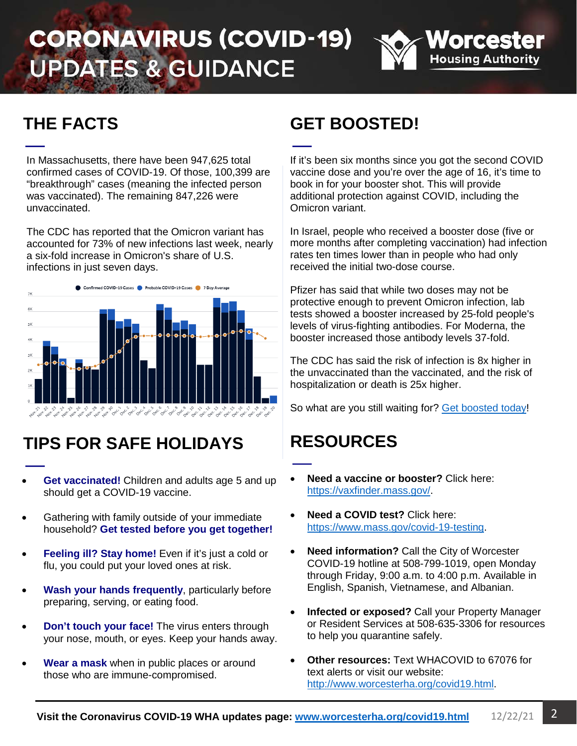# CORONAVIRUS (COVID-19) UPDATES & GUIDANCE

Worcester Housing Authority

## THE FACTS

In Massachusetts, there have been 947,625 total confirmed cases of COVID-19. Of those, 100,399 are "breakthrough" cases (meaning the infected person was vaccinated). The remaining 847,226 were unvaccinated.

The CDC has reported that the Omicron variant has accounted for 73% of new infections last week, nearly a six-fold increase in Omicron's share of U.S. infections in just seven days.

Confirmed COVID-19 Cases
Probable COVID-19 Cases
7 Day Average

7K
6K
5K
4K
3K
2K
1K
0

Nov. 21, Nov. 22, Nov. 23, Nov. 24, Nov. 25, Nov. 26, Nov. 27, Nov. 28, Nov. 29, Nov. 30, Dec. 1, Dec. 2, Dec. 3, Dec. 4, Dec. 5, Dec. 6, Dec. 7, Dec. 8, Dec. 9, Dec. 10, Dec. 11, Dec. 12, Dec. 13, Dec. 14, Dec. 15, Dec. 16, Dec. 17, Dec. 18, Dec. 19, Dec. 20

## GET BOOSTED!

If it's been six months since you got the second COVID vaccine dose and you're over the age of 16, it's time to book in for your booster shot. This will provide additional protection against COVID, including the Omicron variant.

In Israel, people who received a booster dose (five or more months after completing vaccination) had infection rates ten times lower than in people who had only received the initial two-dose course.

Pfizer has said that while two doses may not be protective enough to prevent Omicron infection, lab tests showed a booster increased by 25-fold people's levels of virus-fighting antibodies. For Moderna, the booster increased those antibody levels 37-fold.

The CDC has said the risk of infection is 8x higher in the unvaccinated than the vaccinated, and the risk of hospitalization or death is 25x higher.

So what are you still waiting for? Get boosted today!

## TIPS FOR SAFE HOLIDAYS

- **Get vaccinated!** Children and adults age 5 and up should get a COVID-19 vaccine.
- Gathering with family outside of your immediate household? **Get tested before you get together!**
- **Feeling ill? Stay home!** Even if it's just a cold or flu, you could put your loved ones at risk.
- **Wash your hands frequently**, particularly before preparing, serving, or eating food.
- **Don't touch your face!** The virus enters through your nose, mouth, or eyes. Keep your hands away.
- **Wear a mask** when in public places or around those who are immune-compromised.

## RESOURCES

- **Need a vaccine or booster?** Click here: https://vaxfinder.mass.gov/.
- **Need a COVID test?** Click here: https://www.mass.gov/covid-19-testing.
- **Need information?** Call the City of Worcester COVID-19 hotline at 508-799-1019, open Monday through Friday, 9:00 a.m. to 4:00 p.m. Available in English, Spanish, Vietnamese, and Albanian.
- **Infected or exposed?** Call your Property Manager or Resident Services at 508-635-3306 for resources to help you quarantine safely.
- **Other resources:** Text WHACOVID to 67076 for text alerts or visit our website: http://www.worcesterha.org/covid19.html.

**Visit the Coronavirus COVID-19 WHA updates page: www.worcesterha.org/covid19.html** 12/22/21